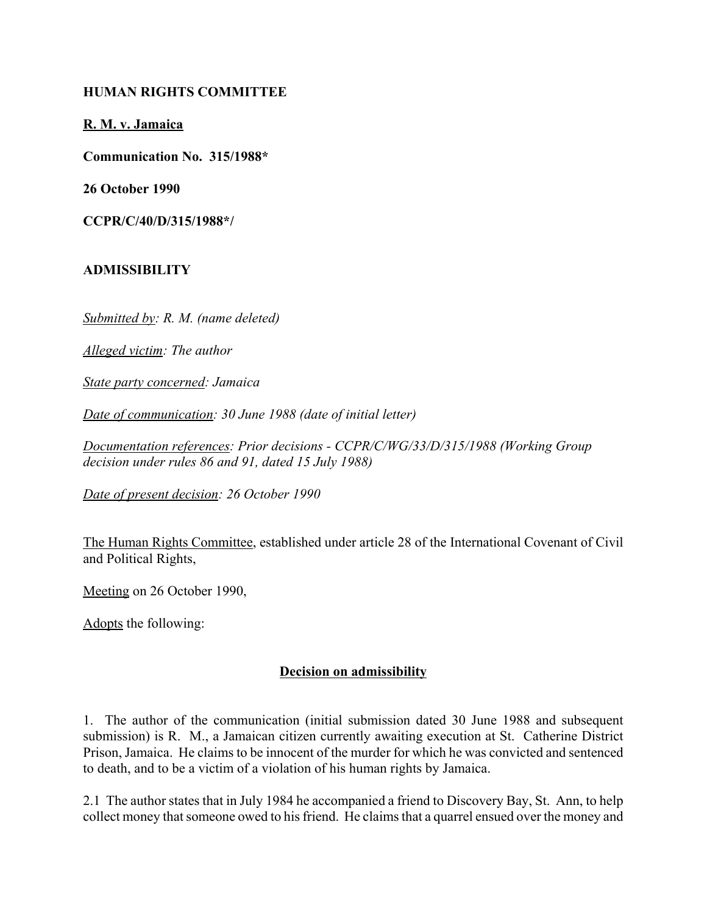**HUMAN RIGHTS COMMITTEE**

**R. M. v. Jamaica**

**Communication No. 315/1988***

**26 October 1990**

**CCPR/C/40/D/315/1988*/**

**ADMISSIBILITY**

*Submitted by: R. M. (name deleted)*

*Alleged victim: The author*

*State party concerned: Jamaica*

*Date of communication: 30 June 1988 (date of initial letter)*

*Documentation references: Prior decisions - CCPR/C/WG/33/D/315/1988 (Working Group decision under rules 86 and 91, dated 15 July 1988)*

*Date of present decision: 26 October 1990*

The Human Rights Committee, established under article 28 of the International Covenant of Civil and Political Rights,

Meeting on 26 October 1990,

Adopts the following:

**Decision on admissibility**

1. The author of the communication (initial submission dated 30 June 1988 and subsequent submission) is R. M., a Jamaican citizen currently awaiting execution at St. Catherine District Prison, Jamaica. He claims to be innocent of the murder for which he was convicted and sentenced to death, and to be a victim of a violation of his human rights by Jamaica.

2.1 The author states that in July 1984 he accompanied a friend to Discovery Bay, St. Ann, to help collect money that someone owed to his friend. He claims that a quarrel ensued over the money and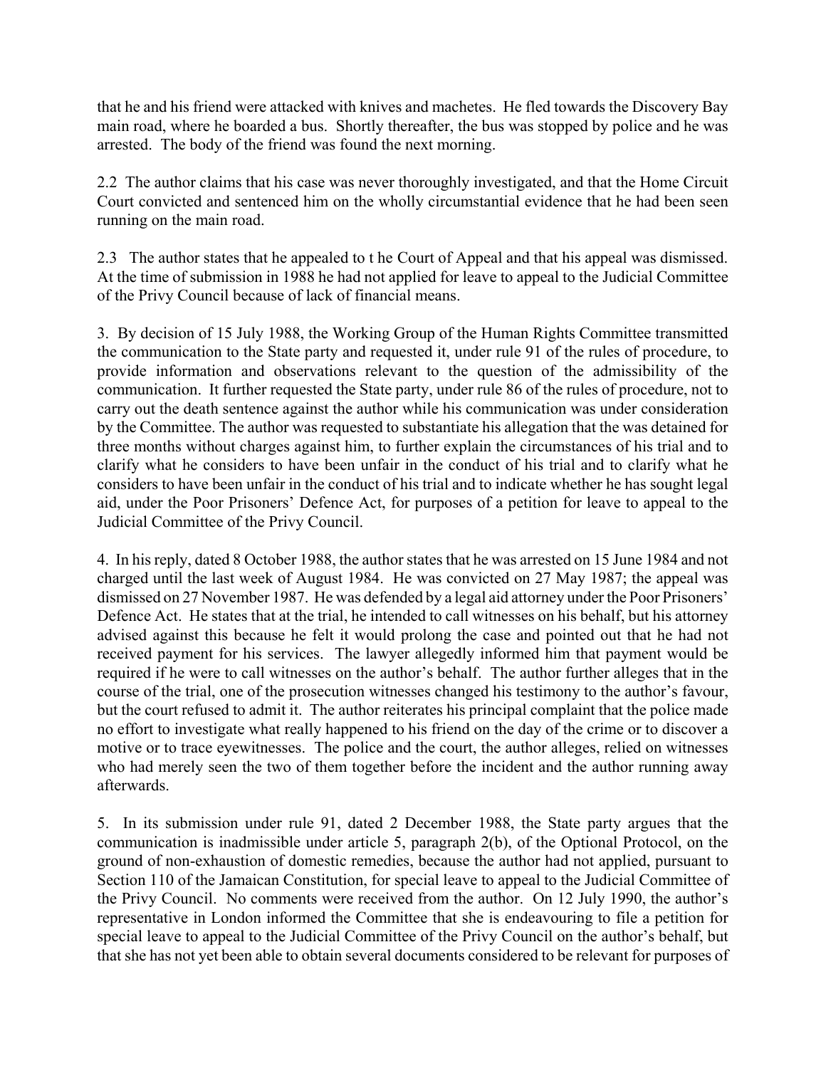that he and his friend were attacked with knives and machetes. He fled towards the Discovery Bay main road, where he boarded a bus. Shortly thereafter, the bus was stopped by police and he was arrested. The body of the friend was found the next morning.

2.2 The author claims that his case was never thoroughly investigated, and that the Home Circuit Court convicted and sentenced him on the wholly circumstantial evidence that he had been seen running on the main road.

2.3 The author states that he appealed to t he Court of Appeal and that his appeal was dismissed. At the time of submission in 1988 he had not applied for leave to appeal to the Judicial Committee of the Privy Council because of lack of financial means.

3. By decision of 15 July 1988, the Working Group of the Human Rights Committee transmitted the communication to the State party and requested it, under rule 91 of the rules of procedure, to provide information and observations relevant to the question of the admissibility of the communication. It further requested the State party, under rule 86 of the rules of procedure, not to carry out the death sentence against the author while his communication was under consideration by the Committee. The author was requested to substantiate his allegation that the was detained for three months without charges against him, to further explain the circumstances of his trial and to clarify what he considers to have been unfair in the conduct of his trial and to clarify what he considers to have been unfair in the conduct of his trial and to indicate whether he has sought legal aid, under the Poor Prisoners' Defence Act, for purposes of a petition for leave to appeal to the Judicial Committee of the Privy Council.

4. In his reply, dated 8 October 1988, the author states that he was arrested on 15 June 1984 and not charged until the last week of August 1984. He was convicted on 27 May 1987; the appeal was dismissed on 27 November 1987. He was defended by a legal aid attorney under the Poor Prisoners' Defence Act. He states that at the trial, he intended to call witnesses on his behalf, but his attorney advised against this because he felt it would prolong the case and pointed out that he had not received payment for his services. The lawyer allegedly informed him that payment would be required if he were to call witnesses on the author's behalf. The author further alleges that in the course of the trial, one of the prosecution witnesses changed his testimony to the author's favour, but the court refused to admit it. The author reiterates his principal complaint that the police made no effort to investigate what really happened to his friend on the day of the crime or to discover a motive or to trace eyewitnesses. The police and the court, the author alleges, relied on witnesses who had merely seen the two of them together before the incident and the author running away afterwards.

5. In its submission under rule 91, dated 2 December 1988, the State party argues that the communication is inadmissible under article 5, paragraph 2(b), of the Optional Protocol, on the ground of non-exhaustion of domestic remedies, because the author had not applied, pursuant to Section 110 of the Jamaican Constitution, for special leave to appeal to the Judicial Committee of the Privy Council. No comments were received from the author. On 12 July 1990, the author's representative in London informed the Committee that she is endeavouring to file a petition for special leave to appeal to the Judicial Committee of the Privy Council on the author's behalf, but that she has not yet been able to obtain several documents considered to be relevant for purposes of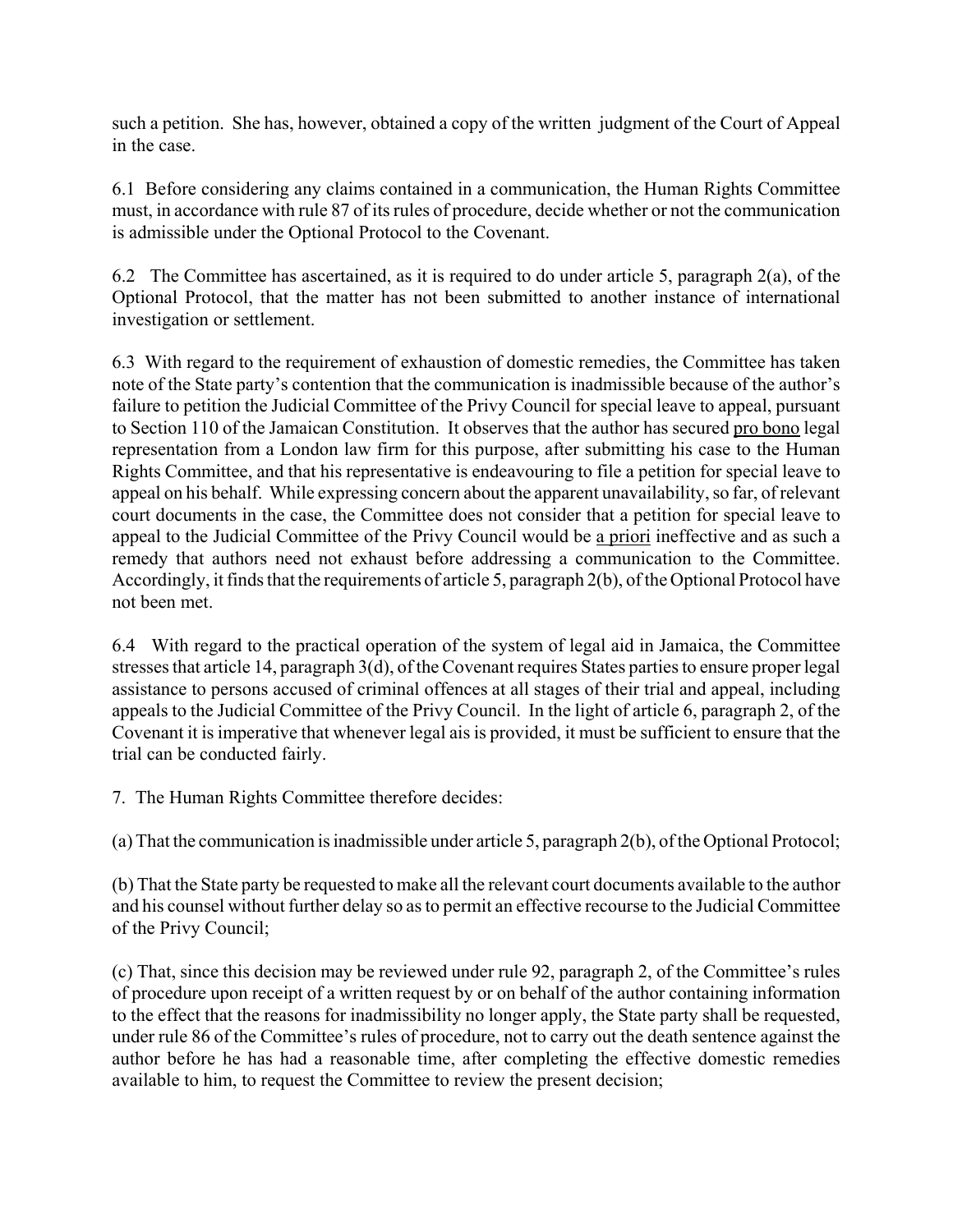such a petition. She has, however, obtained a copy of the written judgment of the Court of Appeal in the case.

6.1 Before considering any claims contained in a communication, the Human Rights Committee must, in accordance with rule 87 of its rules of procedure, decide whether or not the communication is admissible under the Optional Protocol to the Covenant.

6.2 The Committee has ascertained, as it is required to do under article 5, paragraph 2(a), of the Optional Protocol, that the matter has not been submitted to another instance of international investigation or settlement.

6.3 With regard to the requirement of exhaustion of domestic remedies, the Committee has taken note of the State party's contention that the communication is inadmissible because of the author's failure to petition the Judicial Committee of the Privy Council for special leave to appeal, pursuant to Section 110 of the Jamaican Constitution. It observes that the author has secured pro bono legal representation from a London law firm for this purpose, after submitting his case to the Human Rights Committee, and that his representative is endeavouring to file a petition for special leave to appeal on his behalf. While expressing concern about the apparent unavailability, so far, of relevant court documents in the case, the Committee does not consider that a petition for special leave to appeal to the Judicial Committee of the Privy Council would be a priori ineffective and as such a remedy that authors need not exhaust before addressing a communication to the Committee. Accordingly, it finds that the requirements of article 5, paragraph 2(b), of the Optional Protocol have not been met.

6.4 With regard to the practical operation of the system of legal aid in Jamaica, the Committee stresses that article 14, paragraph 3(d), of the Covenant requires States parties to ensure proper legal assistance to persons accused of criminal offences at all stages of their trial and appeal, including appeals to the Judicial Committee of the Privy Council. In the light of article 6, paragraph 2, of the Covenant it is imperative that whenever legal ais is provided, it must be sufficient to ensure that the trial can be conducted fairly.

7. The Human Rights Committee therefore decides:

(a) That the communication is inadmissible under article 5, paragraph 2(b), of the Optional Protocol;

(b) That the State party be requested to make all the relevant court documents available to the author and his counsel without further delay so as to permit an effective recourse to the Judicial Committee of the Privy Council;

(c) That, since this decision may be reviewed under rule 92, paragraph 2, of the Committee's rules of procedure upon receipt of a written request by or on behalf of the author containing information to the effect that the reasons for inadmissibility no longer apply, the State party shall be requested, under rule 86 of the Committee's rules of procedure, not to carry out the death sentence against the author before he has had a reasonable time, after completing the effective domestic remedies available to him, to request the Committee to review the present decision;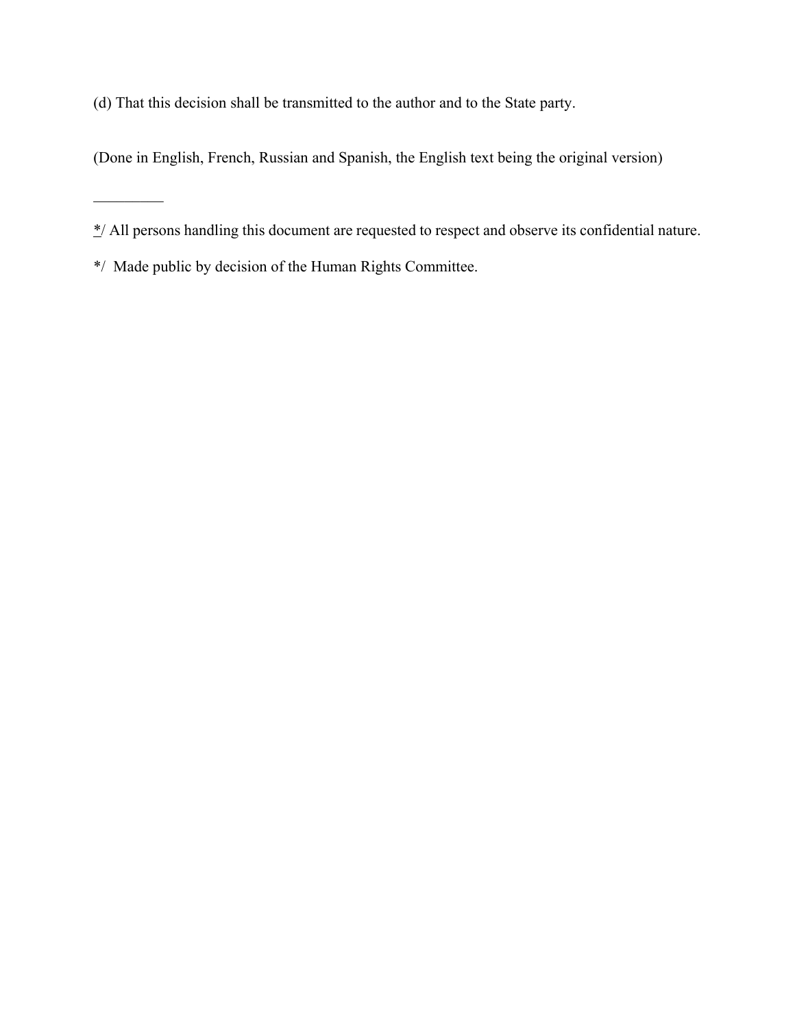(d) That this decision shall be transmitted to the author and to the State party.

(Done in English, French, Russian and Spanish, the English text being the original version)

_________

*/ All persons handling this document are requested to respect and observe its confidential nature.

*/ Made public by decision of the Human Rights Committee.